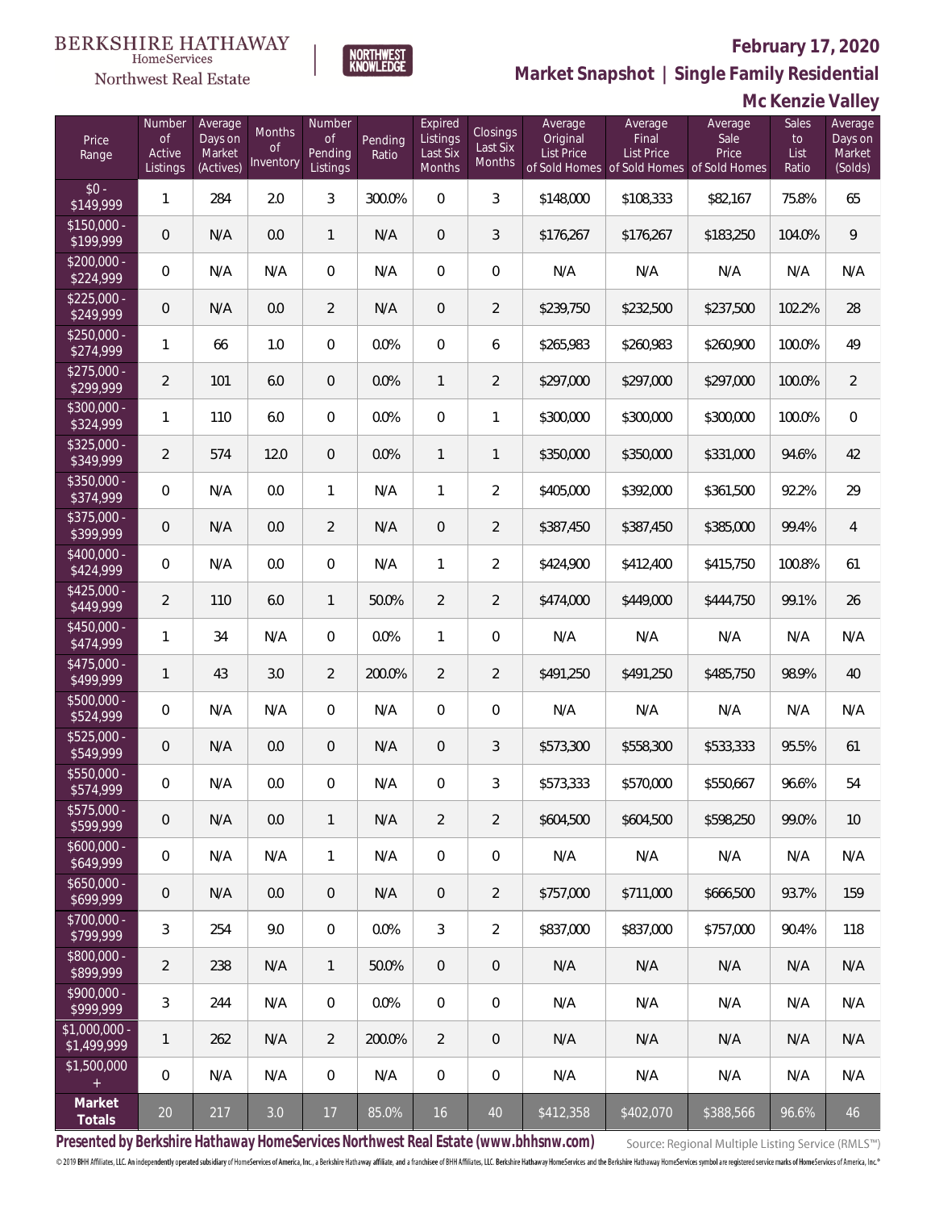BERKSHIRE HATHAWAY HomeServices Northwest Real Estate

NORTHWEST KNOWLEDGE

# February 17, 2020

## Market Snapshot | Single Family Residential

## Mc Kenzie Valley

| Price Range | Number of Active Listings | Average Days on Market (Actives) | Months of Inventory | Number of Pending Listings | Pending Ratio | Expired Listings Last Six Months | Closings Last Six Months | Average Original List Price of Sold Homes | Average Final List Price of Sold Homes | Average Sale Price of Sold Homes | Sales to List Ratio | Average Days on Market (Solds) |
|---|---|---|---|---|---|---|---|---|---|---|---|---|
| $0 - $149,999 | 1 | 284 | 2.0 | 3 | 300.0% | 0 | 3 | $148,000 | $108,333 | $82,167 | 75.8% | 65 |
| $150,000 - $199,999 | 0 | N/A | 0.0 | 1 | N/A | 0 | 3 | $176,267 | $176,267 | $183,250 | 104.0% | 9 |
| $200,000 - $224,999 | 0 | N/A | N/A | 0 | N/A | 0 | 0 | N/A | N/A | N/A | N/A | N/A |
| $225,000 - $249,999 | 0 | N/A | 0.0 | 2 | N/A | 0 | 2 | $239,750 | $232,500 | $237,500 | 102.2% | 28 |
| $250,000 - $274,999 | 1 | 66 | 1.0 | 0 | 0.0% | 0 | 6 | $265,983 | $260,983 | $260,900 | 100.0% | 49 |
| $275,000 - $299,999 | 2 | 101 | 6.0 | 0 | 0.0% | 1 | 2 | $297,000 | $297,000 | $297,000 | 100.0% | 2 |
| $300,000 - $324,999 | 1 | 110 | 6.0 | 0 | 0.0% | 0 | 1 | $300,000 | $300,000 | $300,000 | 100.0% | 0 |
| $325,000 - $349,999 | 2 | 574 | 12.0 | 0 | 0.0% | 1 | 1 | $350,000 | $350,000 | $331,000 | 94.6% | 42 |
| $350,000 - $374,999 | 0 | N/A | 0.0 | 1 | N/A | 1 | 2 | $405,000 | $392,000 | $361,500 | 92.2% | 29 |
| $375,000 - $399,999 | 0 | N/A | 0.0 | 2 | N/A | 0 | 2 | $387,450 | $387,450 | $385,000 | 99.4% | 4 |
| $400,000 - $424,999 | 0 | N/A | 0.0 | 0 | N/A | 1 | 2 | $424,900 | $412,400 | $415,750 | 100.8% | 61 |
| $425,000 - $449,999 | 2 | 110 | 6.0 | 1 | 50.0% | 2 | 2 | $474,000 | $449,000 | $444,750 | 99.1% | 26 |
| $450,000 - $474,999 | 1 | 34 | N/A | 0 | 0.0% | 1 | 0 | N/A | N/A | N/A | N/A | N/A |
| $475,000 - $499,999 | 1 | 43 | 3.0 | 2 | 200.0% | 2 | 2 | $491,250 | $491,250 | $485,750 | 98.9% | 40 |
| $500,000 - $524,999 | 0 | N/A | N/A | 0 | N/A | 0 | 0 | N/A | N/A | N/A | N/A | N/A |
| $525,000 - $549,999 | 0 | N/A | 0.0 | 0 | N/A | 0 | 3 | $573,300 | $558,300 | $533,333 | 95.5% | 61 |
| $550,000 - $574,999 | 0 | N/A | 0.0 | 0 | N/A | 0 | 3 | $573,333 | $570,000 | $550,667 | 96.6% | 54 |
| $575,000 - $599,999 | 0 | N/A | 0.0 | 1 | N/A | 2 | 2 | $604,500 | $604,500 | $598,250 | 99.0% | 10 |
| $600,000 - $649,999 | 0 | N/A | N/A | 1 | N/A | 0 | 0 | N/A | N/A | N/A | N/A | N/A |
| $650,000 - $699,999 | 0 | N/A | 0.0 | 0 | N/A | 0 | 2 | $757,000 | $711,000 | $666,500 | 93.7% | 159 |
| $700,000 - $799,999 | 3 | 254 | 9.0 | 0 | 0.0% | 3 | 2 | $837,000 | $837,000 | $757,000 | 90.4% | 118 |
| $800,000 - $899,999 | 2 | 238 | N/A | 1 | 50.0% | 0 | 0 | N/A | N/A | N/A | N/A | N/A |
| $900,000 - $999,999 | 3 | 244 | N/A | 0 | 0.0% | 0 | 0 | N/A | N/A | N/A | N/A | N/A |
| $1,000,000 - $1,499,999 | 1 | 262 | N/A | 2 | 200.0% | 2 | 0 | N/A | N/A | N/A | N/A | N/A |
| $1,500,000 + | 0 | N/A | N/A | 0 | N/A | 0 | 0 | N/A | N/A | N/A | N/A | N/A |
| **Market Totals** | 20 | 217 | 3.0 | 17 | 85.0% | 16 | 40 | $412,358 | $402,070 | $388,566 | 96.6% | 46 |

**Presented by Berkshire Hathaway HomeServices Northwest Real Estate (www.bhhsnw.com)**

Source: Regional Multiple Listing Service (RMLS™)

© 2019 BHH Affiliates, LLC. An independently operated subsidiary of HomeServices of America, Inc., a Berkshire Hathaway affiliate, and a franchisee of BHH Affiliates, LLC. Berkshire Hathaway HomeServices and the Berkshire Hathaway HomeServices symbol are registered service marks of HomeServices of America, Inc.®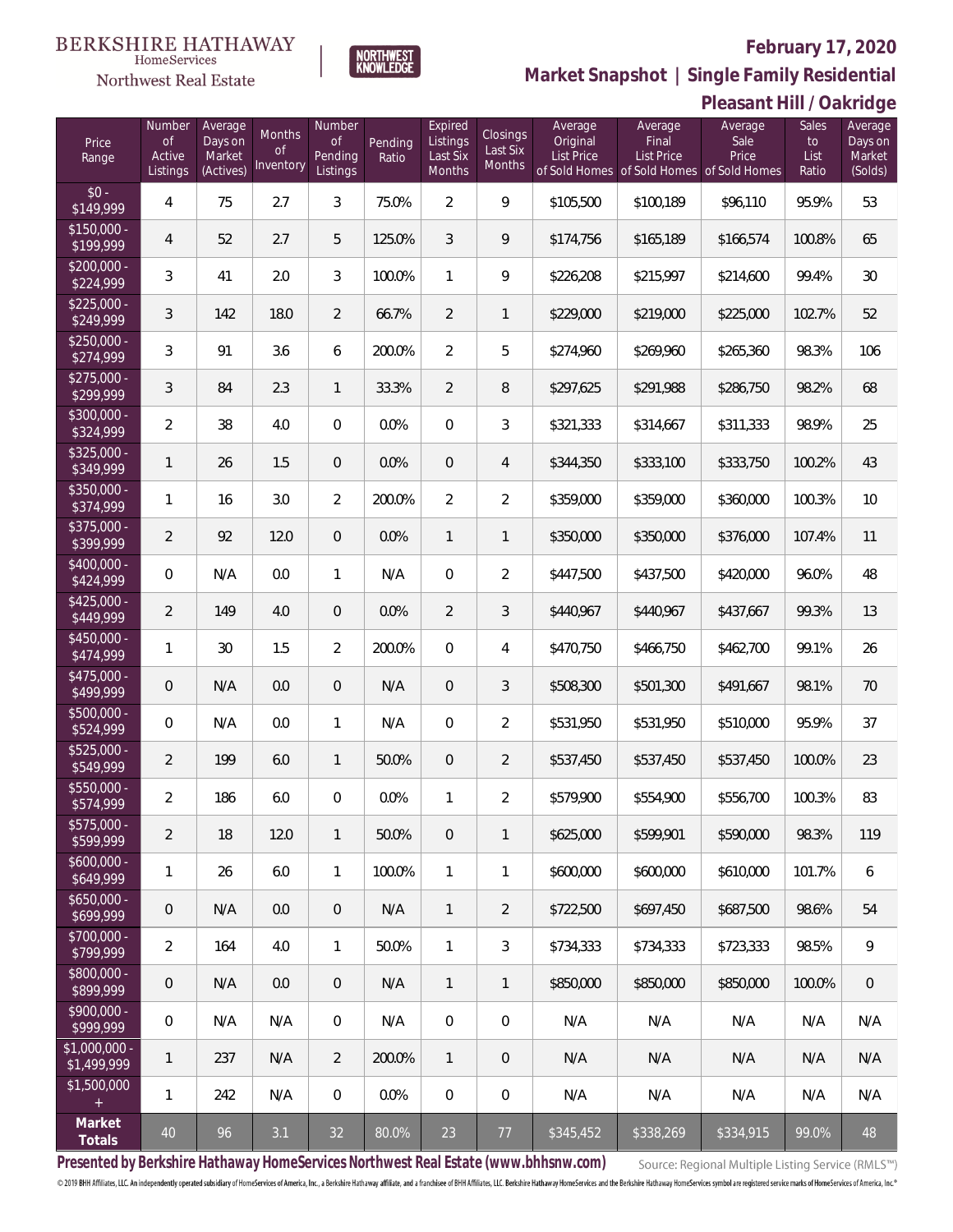BERKSHIRE HATHAWAY HomeServices Northwest Real Estate

NORTHWEST KNOWLEDGE

# February 17, 2020

## Market Snapshot | Single Family Residential

## Pleasant Hill / Oakridge

| Price Range | Number of Active Listings | Average Days on Market (Actives) | Months of Inventory | Number of Pending Listings | Pending Ratio | Expired Listings Last Six Months | Closings Last Six Months | Average Original List Price of Sold Homes | Average Final List Price of Sold Homes | Average Sale Price of Sold Homes | Sales to List Ratio | Average Days on Market (Solds) |
|---|---|---|---|---|---|---|---|---|---|---|---|---|
| $0 - $149,999 | 4 | 75 | 2.7 | 3 | 75.0% | 2 | 9 | $105,500 | $100,189 | $96,110 | 95.9% | 53 |
| $150,000 - $199,999 | 4 | 52 | 2.7 | 5 | 125.0% | 3 | 9 | $174,756 | $165,189 | $166,574 | 100.8% | 65 |
| $200,000 - $224,999 | 3 | 41 | 2.0 | 3 | 100.0% | 1 | 9 | $226,208 | $215,997 | $214,600 | 99.4% | 30 |
| $225,000 - $249,999 | 3 | 142 | 18.0 | 2 | 66.7% | 2 | 1 | $229,000 | $219,000 | $225,000 | 102.7% | 52 |
| $250,000 - $274,999 | 3 | 91 | 3.6 | 6 | 200.0% | 2 | 5 | $274,960 | $269,960 | $265,360 | 98.3% | 106 |
| $275,000 - $299,999 | 3 | 84 | 2.3 | 1 | 33.3% | 2 | 8 | $297,625 | $291,988 | $286,750 | 98.2% | 68 |
| $300,000 - $324,999 | 2 | 38 | 4.0 | 0 | 0.0% | 0 | 3 | $321,333 | $314,667 | $311,333 | 98.9% | 25 |
| $325,000 - $349,999 | 1 | 26 | 1.5 | 0 | 0.0% | 0 | 4 | $344,350 | $333,100 | $333,750 | 100.2% | 43 |
| $350,000 - $374,999 | 1 | 16 | 3.0 | 2 | 200.0% | 2 | 2 | $359,000 | $359,000 | $360,000 | 100.3% | 10 |
| $375,000 - $399,999 | 2 | 92 | 12.0 | 0 | 0.0% | 1 | 1 | $350,000 | $350,000 | $376,000 | 107.4% | 11 |
| $400,000 - $424,999 | 0 | N/A | 0.0 | 1 | N/A | 0 | 2 | $447,500 | $437,500 | $420,000 | 96.0% | 48 |
| $425,000 - $449,999 | 2 | 149 | 4.0 | 0 | 0.0% | 2 | 3 | $440,967 | $440,967 | $437,667 | 99.3% | 13 |
| $450,000 - $474,999 | 1 | 30 | 1.5 | 2 | 200.0% | 0 | 4 | $470,750 | $466,750 | $462,700 | 99.1% | 26 |
| $475,000 - $499,999 | 0 | N/A | 0.0 | 0 | N/A | 0 | 3 | $508,300 | $501,300 | $491,667 | 98.1% | 70 |
| $500,000 - $524,999 | 0 | N/A | 0.0 | 1 | N/A | 0 | 2 | $531,950 | $531,950 | $510,000 | 95.9% | 37 |
| $525,000 - $549,999 | 2 | 199 | 6.0 | 1 | 50.0% | 0 | 2 | $537,450 | $537,450 | $537,450 | 100.0% | 23 |
| $550,000 - $574,999 | 2 | 186 | 6.0 | 0 | 0.0% | 1 | 2 | $579,900 | $554,900 | $556,700 | 100.3% | 83 |
| $575,000 - $599,999 | 2 | 18 | 12.0 | 1 | 50.0% | 0 | 1 | $625,000 | $599,901 | $590,000 | 98.3% | 119 |
| $600,000 - $649,999 | 1 | 26 | 6.0 | 1 | 100.0% | 1 | 1 | $600,000 | $600,000 | $610,000 | 101.7% | 6 |
| $650,000 - $699,999 | 0 | N/A | 0.0 | 0 | N/A | 1 | 2 | $722,500 | $697,450 | $687,500 | 98.6% | 54 |
| $700,000 - $799,999 | 2 | 164 | 4.0 | 1 | 50.0% | 1 | 3 | $734,333 | $734,333 | $723,333 | 98.5% | 9 |
| $800,000 - $899,999 | 0 | N/A | 0.0 | 0 | N/A | 1 | 1 | $850,000 | $850,000 | $850,000 | 100.0% | 0 |
| $900,000 - $999,999 | 0 | N/A | N/A | 0 | N/A | 0 | 0 | N/A | N/A | N/A | N/A | N/A |
| $1,000,000 - $1,499,999 | 1 | 237 | N/A | 2 | 200.0% | 1 | 0 | N/A | N/A | N/A | N/A | N/A |
| $1,500,000 + | 1 | 242 | N/A | 0 | 0.0% | 0 | 0 | N/A | N/A | N/A | N/A | N/A |
| **Market Totals** | 40 | 96 | 3.1 | 32 | 80.0% | 23 | 77 | $345,452 | $338,269 | $334,915 | 99.0% | 48 |

**Presented by Berkshire Hathaway HomeServices Northwest Real Estate (www.bhhsnw.com)**

Source: Regional Multiple Listing Service (RMLS™)

© 2019 BHH Affiliates, LLC. An independently operated subsidiary of HomeServices of America, Inc., a Berkshire Hathaway affiliate, and a franchisee of BHH Affiliates, LLC. Berkshire Hathaway HomeServices and the Berkshire Hathaway HomeServices symbol are registered service marks of HomeServices of America, Inc.®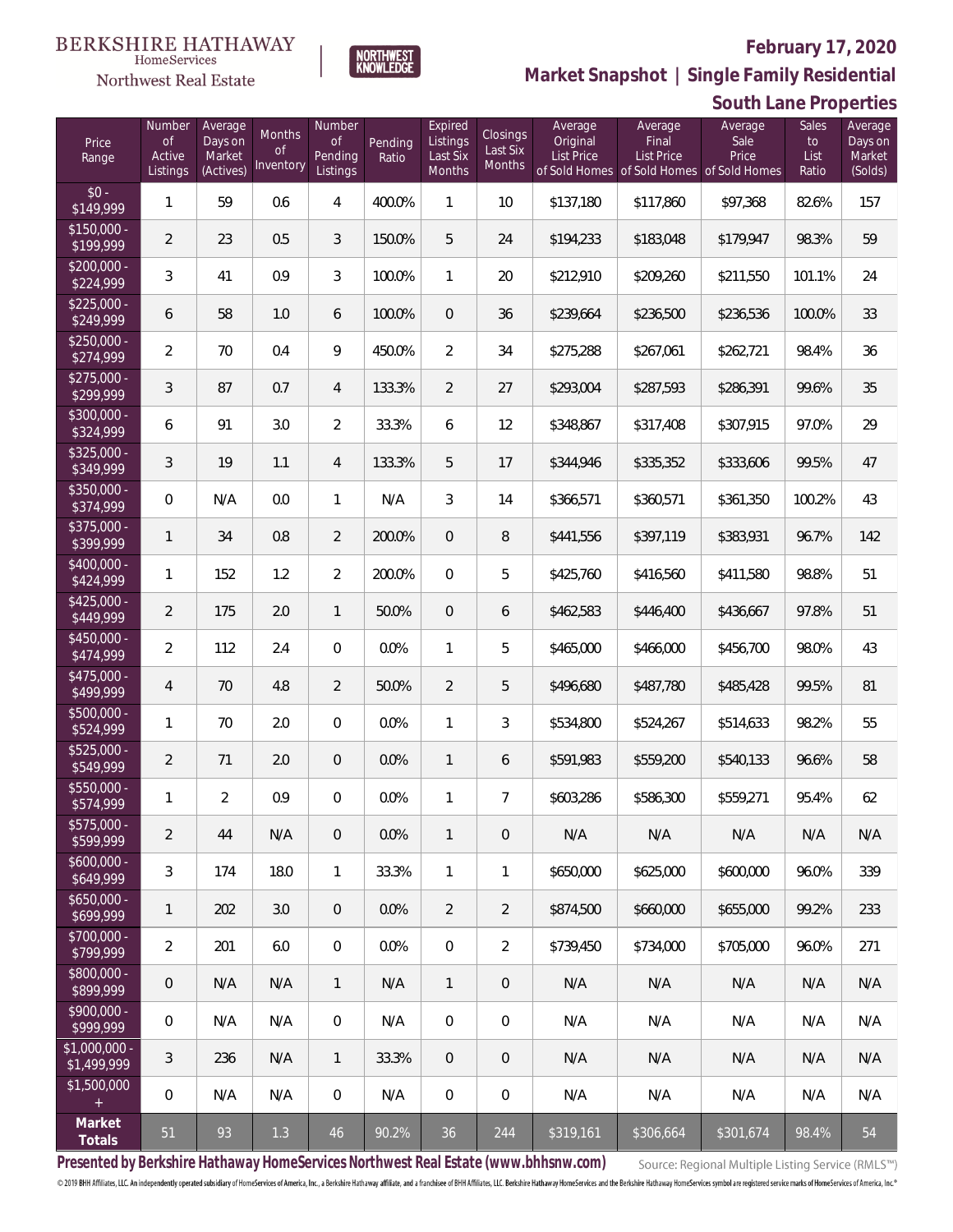BERKSHIRE HATHAWAY HomeServices Northwest Real Estate

NORTHWEST KNOWLEDGE

## February 17, 2020

## Market Snapshot | Single Family Residential

## South Lane Properties

| Price Range | Number of Active Listings | Average Days on Market (Actives) | Months of Inventory | Number of Pending Listings | Pending Ratio | Expired Listings Last Six Months | Closings Last Six Months | Average Original List Price of Sold Homes | Average Final List Price of Sold Homes | Average Sale Price of Sold Homes | Sales to List Ratio | Average Days on Market (Solds) |
|---|---|---|---|---|---|---|---|---|---|---|---|---|
| $0 - $149,999 | 1 | 59 | 0.6 | 4 | 400.0% | 1 | 10 | $137,180 | $117,860 | $97,368 | 82.6% | 157 |
| $150,000 - $199,999 | 2 | 23 | 0.5 | 3 | 150.0% | 5 | 24 | $194,233 | $183,048 | $179,947 | 98.3% | 59 |
| $200,000 - $224,999 | 3 | 41 | 0.9 | 3 | 100.0% | 1 | 20 | $212,910 | $209,260 | $211,550 | 101.1% | 24 |
| $225,000 - $249,999 | 6 | 58 | 1.0 | 6 | 100.0% | 0 | 36 | $239,664 | $236,500 | $236,536 | 100.0% | 33 |
| $250,000 - $274,999 | 2 | 70 | 0.4 | 9 | 450.0% | 2 | 34 | $275,288 | $267,061 | $262,721 | 98.4% | 36 |
| $275,000 - $299,999 | 3 | 87 | 0.7 | 4 | 133.3% | 2 | 27 | $293,004 | $287,593 | $286,391 | 99.6% | 35 |
| $300,000 - $324,999 | 6 | 91 | 3.0 | 2 | 33.3% | 6 | 12 | $348,867 | $317,408 | $307,915 | 97.0% | 29 |
| $325,000 - $349,999 | 3 | 19 | 1.1 | 4 | 133.3% | 5 | 17 | $344,946 | $335,352 | $333,606 | 99.5% | 47 |
| $350,000 - $374,999 | 0 | N/A | 0.0 | 1 | N/A | 3 | 14 | $366,571 | $360,571 | $361,350 | 100.2% | 43 |
| $375,000 - $399,999 | 1 | 34 | 0.8 | 2 | 200.0% | 0 | 8 | $441,556 | $397,119 | $383,931 | 96.7% | 142 |
| $400,000 - $424,999 | 1 | 152 | 1.2 | 2 | 200.0% | 0 | 5 | $425,760 | $416,560 | $411,580 | 98.8% | 51 |
| $425,000 - $449,999 | 2 | 175 | 2.0 | 1 | 50.0% | 0 | 6 | $462,583 | $446,400 | $436,667 | 97.8% | 51 |
| $450,000 - $474,999 | 2 | 112 | 2.4 | 0 | 0.0% | 1 | 5 | $465,000 | $466,000 | $456,700 | 98.0% | 43 |
| $475,000 - $499,999 | 4 | 70 | 4.8 | 2 | 50.0% | 2 | 5 | $496,680 | $487,780 | $485,428 | 99.5% | 81 |
| $500,000 - $524,999 | 1 | 70 | 2.0 | 0 | 0.0% | 1 | 3 | $534,800 | $524,267 | $514,633 | 98.2% | 55 |
| $525,000 - $549,999 | 2 | 71 | 2.0 | 0 | 0.0% | 1 | 6 | $591,983 | $559,200 | $540,133 | 96.6% | 58 |
| $550,000 - $574,999 | 1 | 2 | 0.9 | 0 | 0.0% | 1 | 7 | $603,286 | $586,300 | $559,271 | 95.4% | 62 |
| $575,000 - $599,999 | 2 | 44 | N/A | 0 | 0.0% | 1 | 0 | N/A | N/A | N/A | N/A | N/A |
| $600,000 - $649,999 | 3 | 174 | 18.0 | 1 | 33.3% | 1 | 1 | $650,000 | $625,000 | $600,000 | 96.0% | 339 |
| $650,000 - $699,999 | 1 | 202 | 3.0 | 0 | 0.0% | 2 | 2 | $874,500 | $660,000 | $655,000 | 99.2% | 233 |
| $700,000 - $799,999 | 2 | 201 | 6.0 | 0 | 0.0% | 0 | 2 | $739,450 | $734,000 | $705,000 | 96.0% | 271 |
| $800,000 - $899,999 | 0 | N/A | N/A | 1 | N/A | 1 | 0 | N/A | N/A | N/A | N/A | N/A |
| $900,000 - $999,999 | 0 | N/A | N/A | 0 | N/A | 0 | 0 | N/A | N/A | N/A | N/A | N/A |
| $1,000,000 - $1,499,999 | 3 | 236 | N/A | 1 | 33.3% | 0 | 0 | N/A | N/A | N/A | N/A | N/A |
| $1,500,000 + | 0 | N/A | N/A | 0 | N/A | 0 | 0 | N/A | N/A | N/A | N/A | N/A |
| **Market Totals** | 51 | 93 | 1.3 | 46 | 90.2% | 36 | 244 | $319,161 | $306,664 | $301,674 | 98.4% | 54 |

**Presented by Berkshire Hathaway HomeServices Northwest Real Estate (www.bhhsnw.com)**

Source: Regional Multiple Listing Service (RMLS™)

© 2019 BHH Affiliates, LLC. An independently operated subsidiary of HomeServices of America, Inc., a Berkshire Hathaway affiliate, and a franchisee of BHH Affiliates, LLC. Berkshire Hathaway HomeServices and the Berkshire Hathaway HomeServices symbol are registered service marks of HomeServices of America, Inc.®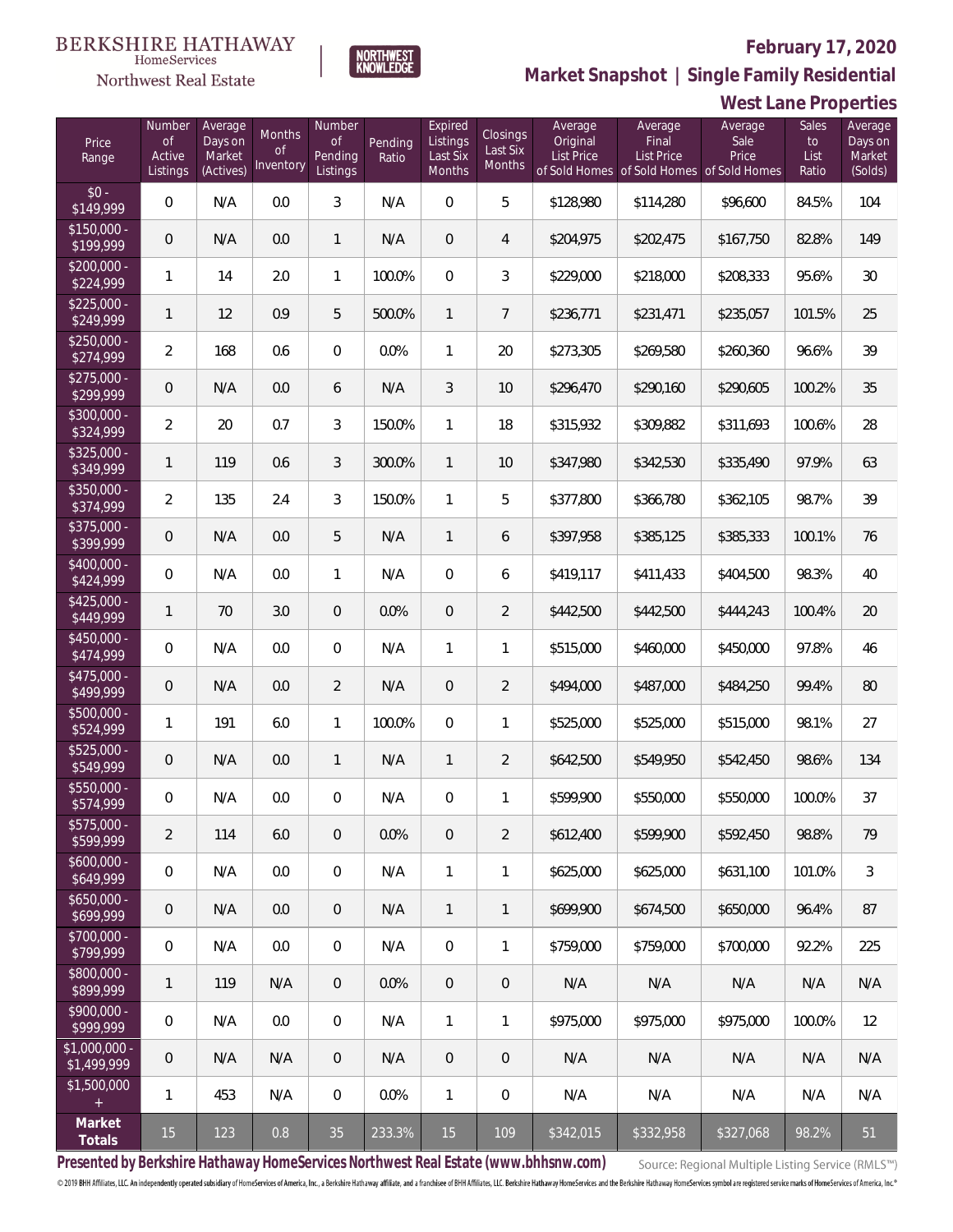BERKSHIRE HATHAWAY HomeServices Northwest Real Estate

NORTHWEST KNOWLEDGE

# February 17, 2020

## Market Snapshot | Single Family Residential

### West Lane Properties

| Price Range | Number of Active Listings | Average Days on Market (Actives) | Months of Inventory | Number of Pending Listings | Pending Ratio | Expired Listings Last Six Months | Closings Last Six Months | Average Original List Price of Sold Homes | Average Final List Price of Sold Homes | Average Sale Price of Sold Homes | Sales to List Ratio | Average Days on Market (Solds) |
|---|---|---|---|---|---|---|---|---|---|---|---|---|
| $0 - $149,999 | 0 | N/A | 0.0 | 3 | N/A | 0 | 5 | $128,980 | $114,280 | $96,600 | 84.5% | 104 |
| $150,000 - $199,999 | 0 | N/A | 0.0 | 1 | N/A | 0 | 4 | $204,975 | $202,475 | $167,750 | 82.8% | 149 |
| $200,000 - $224,999 | 1 | 14 | 2.0 | 1 | 100.0% | 0 | 3 | $229,000 | $218,000 | $208,333 | 95.6% | 30 |
| $225,000 - $249,999 | 1 | 12 | 0.9 | 5 | 500.0% | 1 | 7 | $236,771 | $231,471 | $235,057 | 101.5% | 25 |
| $250,000 - $274,999 | 2 | 168 | 0.6 | 0 | 0.0% | 1 | 20 | $273,305 | $269,580 | $260,360 | 96.6% | 39 |
| $275,000 - $299,999 | 0 | N/A | 0.0 | 6 | N/A | 3 | 10 | $296,470 | $290,160 | $290,605 | 100.2% | 35 |
| $300,000 - $324,999 | 2 | 20 | 0.7 | 3 | 150.0% | 1 | 18 | $315,932 | $309,882 | $311,693 | 100.6% | 28 |
| $325,000 - $349,999 | 1 | 119 | 0.6 | 3 | 300.0% | 1 | 10 | $347,980 | $342,530 | $335,490 | 97.9% | 63 |
| $350,000 - $374,999 | 2 | 135 | 2.4 | 3 | 150.0% | 1 | 5 | $377,800 | $366,780 | $362,105 | 98.7% | 39 |
| $375,000 - $399,999 | 0 | N/A | 0.0 | 5 | N/A | 1 | 6 | $397,958 | $385,125 | $385,333 | 100.1% | 76 |
| $400,000 - $424,999 | 0 | N/A | 0.0 | 1 | N/A | 0 | 6 | $419,117 | $411,433 | $404,500 | 98.3% | 40 |
| $425,000 - $449,999 | 1 | 70 | 3.0 | 0 | 0.0% | 0 | 2 | $442,500 | $442,500 | $444,243 | 100.4% | 20 |
| $450,000 - $474,999 | 0 | N/A | 0.0 | 0 | N/A | 1 | 1 | $515,000 | $460,000 | $450,000 | 97.8% | 46 |
| $475,000 - $499,999 | 0 | N/A | 0.0 | 2 | N/A | 0 | 2 | $494,000 | $487,000 | $484,250 | 99.4% | 80 |
| $500,000 - $524,999 | 1 | 191 | 6.0 | 1 | 100.0% | 0 | 1 | $525,000 | $525,000 | $515,000 | 98.1% | 27 |
| $525,000 - $549,999 | 0 | N/A | 0.0 | 1 | N/A | 1 | 2 | $642,500 | $549,950 | $542,450 | 98.6% | 134 |
| $550,000 - $574,999 | 0 | N/A | 0.0 | 0 | N/A | 0 | 1 | $599,900 | $550,000 | $550,000 | 100.0% | 37 |
| $575,000 - $599,999 | 2 | 114 | 6.0 | 0 | 0.0% | 0 | 2 | $612,400 | $599,900 | $592,450 | 98.8% | 79 |
| $600,000 - $649,999 | 0 | N/A | 0.0 | 0 | N/A | 1 | 1 | $625,000 | $625,000 | $631,100 | 101.0% | 3 |
| $650,000 - $699,999 | 0 | N/A | 0.0 | 0 | N/A | 1 | 1 | $699,900 | $674,500 | $650,000 | 96.4% | 87 |
| $700,000 - $799,999 | 0 | N/A | 0.0 | 0 | N/A | 0 | 1 | $759,000 | $759,000 | $700,000 | 92.2% | 225 |
| $800,000 - $899,999 | 1 | 119 | N/A | 0 | 0.0% | 0 | 0 | N/A | N/A | N/A | N/A | N/A |
| $900,000 - $999,999 | 0 | N/A | 0.0 | 0 | N/A | 1 | 1 | $975,000 | $975,000 | $975,000 | 100.0% | 12 |
| $1,000,000 - $1,499,999 | 0 | N/A | N/A | 0 | N/A | 0 | 0 | N/A | N/A | N/A | N/A | N/A |
| $1,500,000 + | 1 | 453 | N/A | 0 | 0.0% | 1 | 0 | N/A | N/A | N/A | N/A | N/A |
| **Market Totals** | 15 | 123 | 0.8 | 35 | 233.3% | 15 | 109 | $342,015 | $332,958 | $327,068 | 98.2% | 51 |

**Presented by Berkshire Hathaway HomeServices Northwest Real Estate (www.bhhsnw.com)**

Source: Regional Multiple Listing Service (RMLS™)

© 2019 BHH Affiliates, LLC. An independently operated subsidiary of HomeServices of America, Inc., a Berkshire Hathaway affiliate, and a franchisee of BHH Affiliates, LLC. Berkshire Hathaway HomeServices and the Berkshire Hathaway HomeServices symbol are registered service marks of HomeServices of America, Inc.®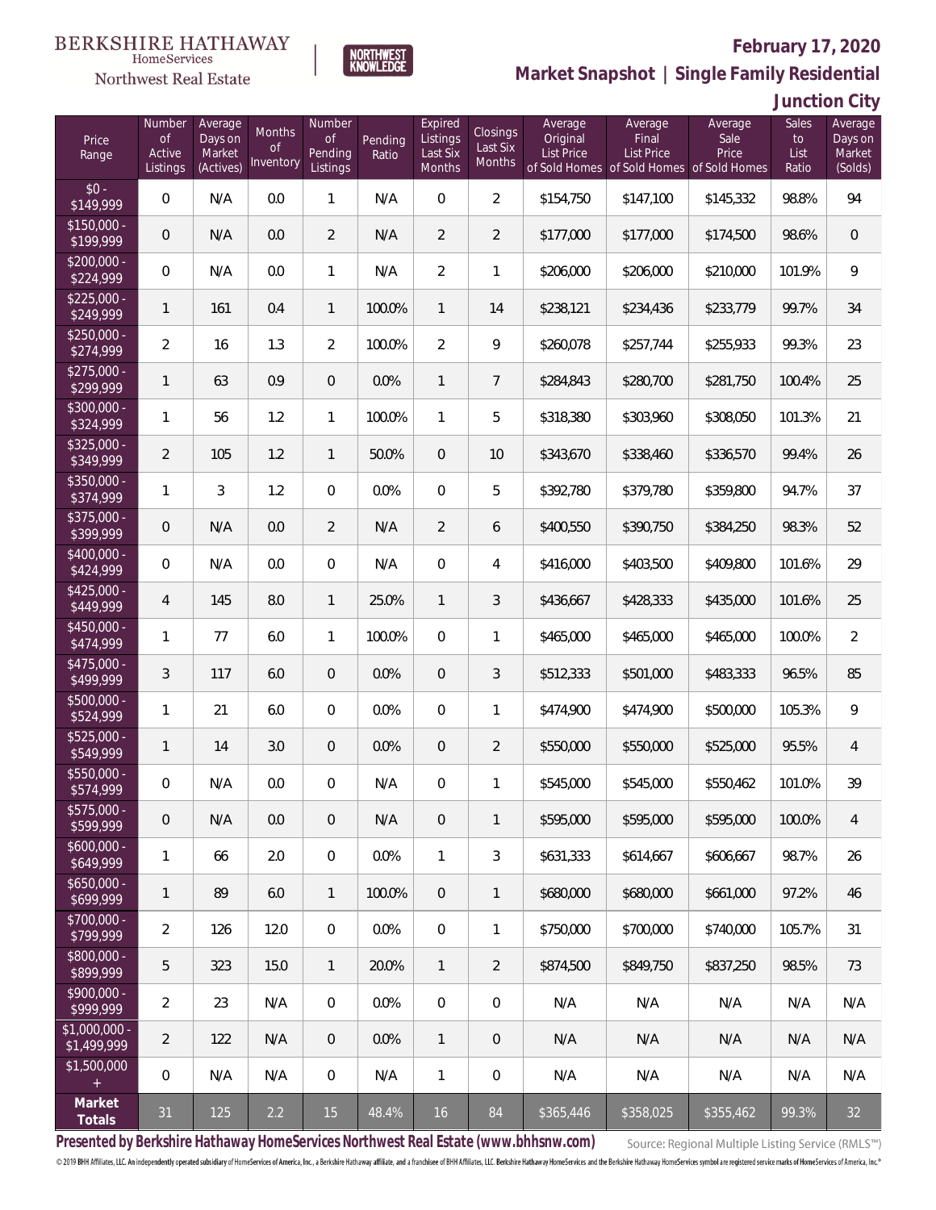BERKSHIRE HATHAWAY HomeServices Northwest Real Estate | NORTHWEST KNOWLEDGE

# February 17, 2020

## Market Snapshot | Single Family Residential

## Junction City

| Price Range | Number of Active Listings | Average Days on Market (Actives) | Months of Inventory | Number of Pending Listings | Pending Ratio | Expired Listings Last Six Months | Closings Last Six Months | Average Original List Price of Sold Homes | Average Final List Price of Sold Homes | Average Sale Price of Sold Homes | Sales to List Ratio | Average Days on Market (Solds) |
|---|---|---|---|---|---|---|---|---|---|---|---|---|
| $0 - $149,999 | 0 | N/A | 0.0 | 1 | N/A | 0 | 2 | $154,750 | $147,100 | $145,332 | 98.8% | 94 |
| $150,000 - $199,999 | 0 | N/A | 0.0 | 2 | N/A | 2 | 2 | $177,000 | $177,000 | $174,500 | 98.6% | 0 |
| $200,000 - $224,999 | 0 | N/A | 0.0 | 1 | N/A | 2 | 1 | $206,000 | $206,000 | $210,000 | 101.9% | 9 |
| $225,000 - $249,999 | 1 | 161 | 0.4 | 1 | 100.0% | 1 | 14 | $238,121 | $234,436 | $233,779 | 99.7% | 34 |
| $250,000 - $274,999 | 2 | 16 | 1.3 | 2 | 100.0% | 2 | 9 | $260,078 | $257,744 | $255,933 | 99.3% | 23 |
| $275,000 - $299,999 | 1 | 63 | 0.9 | 0 | 0.0% | 1 | 7 | $284,843 | $280,700 | $281,750 | 100.4% | 25 |
| $300,000 - $324,999 | 1 | 56 | 1.2 | 1 | 100.0% | 1 | 5 | $318,380 | $303,960 | $308,050 | 101.3% | 21 |
| $325,000 - $349,999 | 2 | 105 | 1.2 | 1 | 50.0% | 0 | 10 | $343,670 | $338,460 | $336,570 | 99.4% | 26 |
| $350,000 - $374,999 | 1 | 3 | 1.2 | 0 | 0.0% | 0 | 5 | $392,780 | $379,780 | $359,800 | 94.7% | 37 |
| $375,000 - $399,999 | 0 | N/A | 0.0 | 2 | N/A | 2 | 6 | $400,550 | $390,750 | $384,250 | 98.3% | 52 |
| $400,000 - $424,999 | 0 | N/A | 0.0 | 0 | N/A | 0 | 4 | $416,000 | $403,500 | $409,800 | 101.6% | 29 |
| $425,000 - $449,999 | 4 | 145 | 8.0 | 1 | 25.0% | 1 | 3 | $436,667 | $428,333 | $435,000 | 101.6% | 25 |
| $450,000 - $474,999 | 1 | 77 | 6.0 | 1 | 100.0% | 0 | 1 | $465,000 | $465,000 | $465,000 | 100.0% | 2 |
| $475,000 - $499,999 | 3 | 117 | 6.0 | 0 | 0.0% | 0 | 3 | $512,333 | $501,000 | $483,333 | 96.5% | 85 |
| $500,000 - $524,999 | 1 | 21 | 6.0 | 0 | 0.0% | 0 | 1 | $474,900 | $474,900 | $500,000 | 105.3% | 9 |
| $525,000 - $549,999 | 1 | 14 | 3.0 | 0 | 0.0% | 0 | 2 | $550,000 | $550,000 | $525,000 | 95.5% | 4 |
| $550,000 - $574,999 | 0 | N/A | 0.0 | 0 | N/A | 0 | 1 | $545,000 | $545,000 | $550,462 | 101.0% | 39 |
| $575,000 - $599,999 | 0 | N/A | 0.0 | 0 | N/A | 0 | 1 | $595,000 | $595,000 | $595,000 | 100.0% | 4 |
| $600,000 - $649,999 | 1 | 66 | 2.0 | 0 | 0.0% | 1 | 3 | $631,333 | $614,667 | $606,667 | 98.7% | 26 |
| $650,000 - $699,999 | 1 | 89 | 6.0 | 1 | 100.0% | 0 | 1 | $680,000 | $680,000 | $661,000 | 97.2% | 46 |
| $700,000 - $799,999 | 2 | 126 | 12.0 | 0 | 0.0% | 0 | 1 | $750,000 | $700,000 | $740,000 | 105.7% | 31 |
| $800,000 - $899,999 | 5 | 323 | 15.0 | 1 | 20.0% | 1 | 2 | $874,500 | $849,750 | $837,250 | 98.5% | 73 |
| $900,000 - $999,999 | 2 | 23 | N/A | 0 | 0.0% | 0 | 0 | N/A | N/A | N/A | N/A | N/A |
| $1,000,000 - $1,499,999 | 2 | 122 | N/A | 0 | 0.0% | 1 | 0 | N/A | N/A | N/A | N/A | N/A |
| $1,500,000 + | 0 | N/A | N/A | 0 | N/A | 1 | 0 | N/A | N/A | N/A | N/A | N/A |
| **Market Totals** | 31 | 125 | 2.2 | 15 | 48.4% | 16 | 84 | $365,446 | $358,025 | $355,462 | 99.3% | 32 |

**Presented by Berkshire Hathaway HomeServices Northwest Real Estate (www.bhhsnw.com)** Source: Regional Multiple Listing Service (RMLS™)

© 2019 BHH Affiliates, LLC. An independently operated subsidiary of HomeServices of America, Inc., a Berkshire Hathaway affiliate, and a franchisee of BHH Affiliates, LLC. Berkshire Hathaway HomeServices and the Berkshire Hathaway HomeServices symbol are registered service marks of HomeServices of America, Inc.®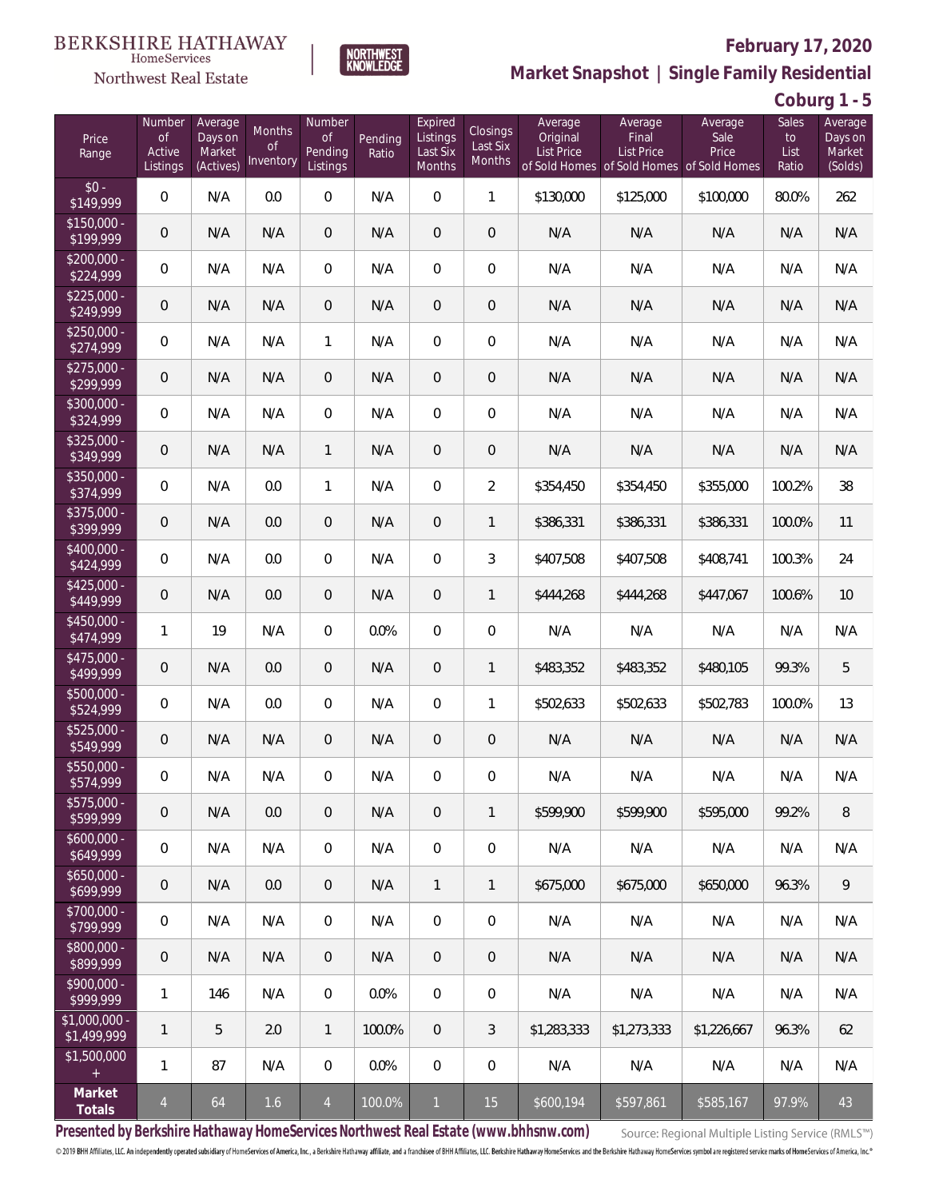BERKSHIRE HATHAWAY HomeServices Northwest Real Estate

NORTHWEST KNOWLEDGE

**February 17, 2020**

**Market Snapshot | Single Family Residential**

**Coburg 1 - 5**

| Price Range | Number of Active Listings | Average Days on Market (Actives) | Months of Inventory | Number of Pending Listings | Pending Ratio | Expired Listings Last Six Months | Closings Last Six Months | Average Original List Price of Sold Homes | Average Final List Price of Sold Homes | Average Sale Price of Sold Homes | Sales to List Ratio | Average Days on Market (Solds) |
|---|---|---|---|---|---|---|---|---|---|---|---|---|
| $0 - $149,999 | 0 | N/A | 0.0 | 0 | N/A | 0 | 1 | $130,000 | $125,000 | $100,000 | 80.0% | 262 |
| $150,000 - $199,999 | 0 | N/A | N/A | 0 | N/A | 0 | 0 | N/A | N/A | N/A | N/A | N/A |
| $200,000 - $224,999 | 0 | N/A | N/A | 0 | N/A | 0 | 0 | N/A | N/A | N/A | N/A | N/A |
| $225,000 - $249,999 | 0 | N/A | N/A | 0 | N/A | 0 | 0 | N/A | N/A | N/A | N/A | N/A |
| $250,000 - $274,999 | 0 | N/A | N/A | 1 | N/A | 0 | 0 | N/A | N/A | N/A | N/A | N/A |
| $275,000 - $299,999 | 0 | N/A | N/A | 0 | N/A | 0 | 0 | N/A | N/A | N/A | N/A | N/A |
| $300,000 - $324,999 | 0 | N/A | N/A | 0 | N/A | 0 | 0 | N/A | N/A | N/A | N/A | N/A |
| $325,000 - $349,999 | 0 | N/A | N/A | 1 | N/A | 0 | 0 | N/A | N/A | N/A | N/A | N/A |
| $350,000 - $374,999 | 0 | N/A | 0.0 | 1 | N/A | 0 | 2 | $354,450 | $354,450 | $355,000 | 100.2% | 38 |
| $375,000 - $399,999 | 0 | N/A | 0.0 | 0 | N/A | 0 | 1 | $386,331 | $386,331 | $386,331 | 100.0% | 11 |
| $400,000 - $424,999 | 0 | N/A | 0.0 | 0 | N/A | 0 | 3 | $407,508 | $407,508 | $408,741 | 100.3% | 24 |
| $425,000 - $449,999 | 0 | N/A | 0.0 | 0 | N/A | 0 | 1 | $444,268 | $444,268 | $447,067 | 100.6% | 10 |
| $450,000 - $474,999 | 1 | 19 | N/A | 0 | 0.0% | 0 | 0 | N/A | N/A | N/A | N/A | N/A |
| $475,000 - $499,999 | 0 | N/A | 0.0 | 0 | N/A | 0 | 1 | $483,352 | $483,352 | $480,105 | 99.3% | 5 |
| $500,000 - $524,999 | 0 | N/A | 0.0 | 0 | N/A | 0 | 1 | $502,633 | $502,633 | $502,783 | 100.0% | 13 |
| $525,000 - $549,999 | 0 | N/A | N/A | 0 | N/A | 0 | 0 | N/A | N/A | N/A | N/A | N/A |
| $550,000 - $574,999 | 0 | N/A | N/A | 0 | N/A | 0 | 0 | N/A | N/A | N/A | N/A | N/A |
| $575,000 - $599,999 | 0 | N/A | 0.0 | 0 | N/A | 0 | 1 | $599,900 | $599,900 | $595,000 | 99.2% | 8 |
| $600,000 - $649,999 | 0 | N/A | N/A | 0 | N/A | 0 | 0 | N/A | N/A | N/A | N/A | N/A |
| $650,000 - $699,999 | 0 | N/A | 0.0 | 0 | N/A | 1 | 1 | $675,000 | $675,000 | $650,000 | 96.3% | 9 |
| $700,000 - $799,999 | 0 | N/A | N/A | 0 | N/A | 0 | 0 | N/A | N/A | N/A | N/A | N/A |
| $800,000 - $899,999 | 0 | N/A | N/A | 0 | N/A | 0 | 0 | N/A | N/A | N/A | N/A | N/A |
| $900,000 - $999,999 | 1 | 146 | N/A | 0 | 0.0% | 0 | 0 | N/A | N/A | N/A | N/A | N/A |
| $1,000,000 - $1,499,999 | 1 | 5 | 2.0 | 1 | 100.0% | 0 | 3 | $1,283,333 | $1,273,333 | $1,226,667 | 96.3% | 62 |
| $1,500,000 + | 1 | 87 | N/A | 0 | 0.0% | 0 | 0 | N/A | N/A | N/A | N/A | N/A |
| **Market Totals** | 4 | 64 | 1.6 | 4 | 100.0% | 1 | 15 | $600,194 | $597,861 | $585,167 | 97.9% | 43 |

**Presented by Berkshire Hathaway HomeServices Northwest Real Estate (www.bhhsnw.com)**

Source: Regional Multiple Listing Service (RMLS™)

© 2019 BHH Affiliates, LLC. An independently operated subsidiary of HomeServices of America, Inc., a Berkshire Hathaway affiliate, and a franchisee of BHH Affiliates, LLC. Berkshire Hathaway HomeServices and the Berkshire Hathaway HomeServices symbol are registered service marks of HomeServices of America, Inc.®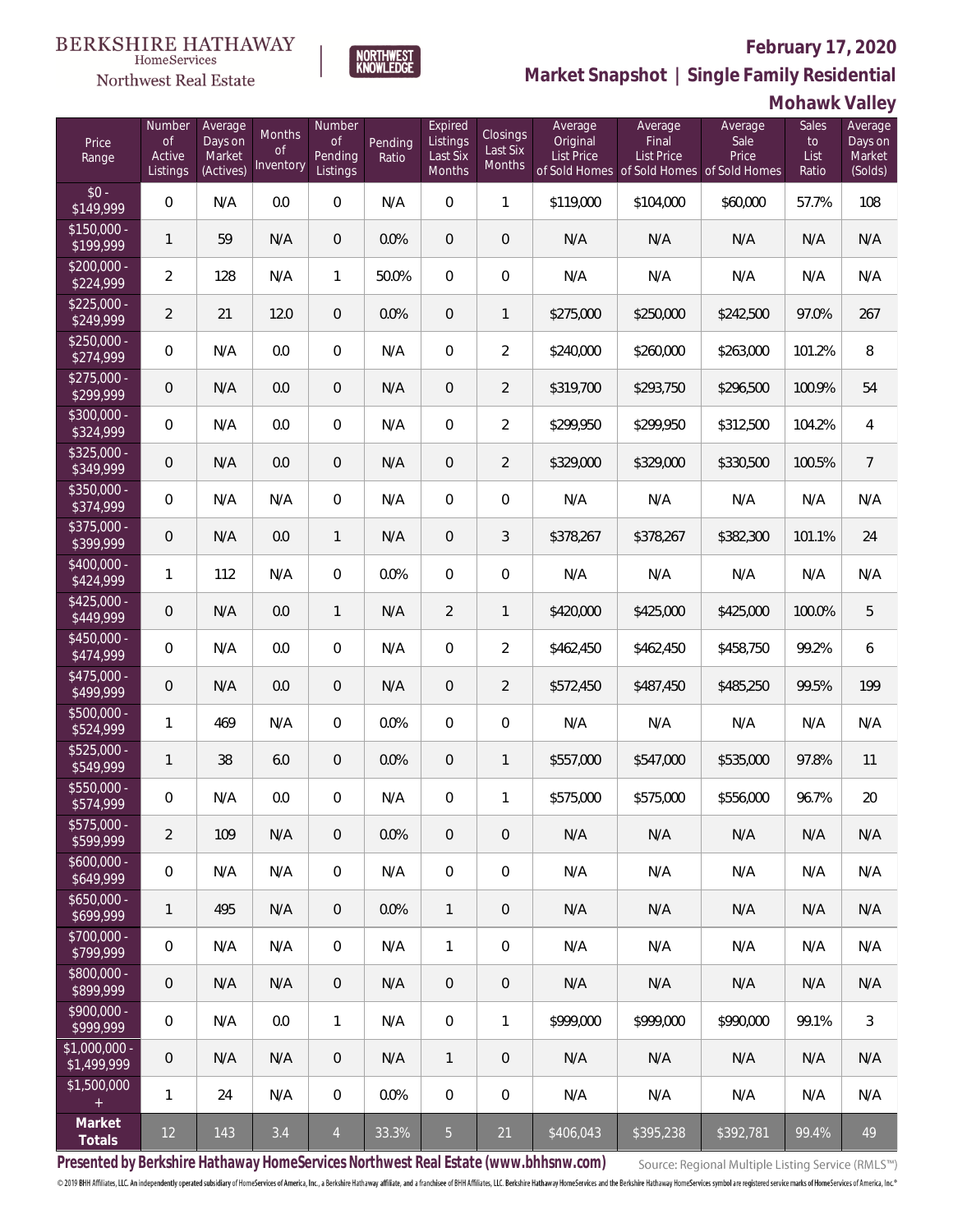BERKSHIRE HATHAWAY HomeServices Northwest Real Estate

NORTHWEST KNOWLEDGE

**February 17, 2020**

## Market Snapshot | Single Family Residential

### Mohawk Valley

| Price Range | Number of Active Listings | Average Days on Market (Actives) | Months of Inventory | Number of Pending Listings | Pending Ratio | Expired Listings Last Six Months | Closings Last Six Months | Average Original List Price of Sold Homes | Average Final List Price of Sold Homes | Average Sale Price of Sold Homes | Sales to List Ratio | Average Days on Market (Solds) |
|---|---|---|---|---|---|---|---|---|---|---|---|---|
| $0 - $149,999 | 0 | N/A | 0.0 | 0 | N/A | 0 | 1 | $119,000 | $104,000 | $60,000 | 57.7% | 108 |
| $150,000 - $199,999 | 1 | 59 | N/A | 0 | 0.0% | 0 | 0 | N/A | N/A | N/A | N/A | N/A |
| $200,000 - $224,999 | 2 | 128 | N/A | 1 | 50.0% | 0 | 0 | N/A | N/A | N/A | N/A | N/A |
| $225,000 - $249,999 | 2 | 21 | 12.0 | 0 | 0.0% | 0 | 1 | $275,000 | $250,000 | $242,500 | 97.0% | 267 |
| $250,000 - $274,999 | 0 | N/A | 0.0 | 0 | N/A | 0 | 2 | $240,000 | $260,000 | $263,000 | 101.2% | 8 |
| $275,000 - $299,999 | 0 | N/A | 0.0 | 0 | N/A | 0 | 2 | $319,700 | $293,750 | $296,500 | 100.9% | 54 |
| $300,000 - $324,999 | 0 | N/A | 0.0 | 0 | N/A | 0 | 2 | $299,950 | $299,950 | $312,500 | 104.2% | 4 |
| $325,000 - $349,999 | 0 | N/A | 0.0 | 0 | N/A | 0 | 2 | $329,000 | $329,000 | $330,500 | 100.5% | 7 |
| $350,000 - $374,999 | 0 | N/A | N/A | 0 | N/A | 0 | 0 | N/A | N/A | N/A | N/A | N/A |
| $375,000 - $399,999 | 0 | N/A | 0.0 | 1 | N/A | 0 | 3 | $378,267 | $378,267 | $382,300 | 101.1% | 24 |
| $400,000 - $424,999 | 1 | 112 | N/A | 0 | 0.0% | 0 | 0 | N/A | N/A | N/A | N/A | N/A |
| $425,000 - $449,999 | 0 | N/A | 0.0 | 1 | N/A | 2 | 1 | $420,000 | $425,000 | $425,000 | 100.0% | 5 |
| $450,000 - $474,999 | 0 | N/A | 0.0 | 0 | N/A | 0 | 2 | $462,450 | $462,450 | $458,750 | 99.2% | 6 |
| $475,000 - $499,999 | 0 | N/A | 0.0 | 0 | N/A | 0 | 2 | $572,450 | $487,450 | $485,250 | 99.5% | 199 |
| $500,000 - $524,999 | 1 | 469 | N/A | 0 | 0.0% | 0 | 0 | N/A | N/A | N/A | N/A | N/A |
| $525,000 - $549,999 | 1 | 38 | 6.0 | 0 | 0.0% | 0 | 1 | $557,000 | $547,000 | $535,000 | 97.8% | 11 |
| $550,000 - $574,999 | 0 | N/A | 0.0 | 0 | N/A | 0 | 1 | $575,000 | $575,000 | $556,000 | 96.7% | 20 |
| $575,000 - $599,999 | 2 | 109 | N/A | 0 | 0.0% | 0 | 0 | N/A | N/A | N/A | N/A | N/A |
| $600,000 - $649,999 | 0 | N/A | N/A | 0 | N/A | 0 | 0 | N/A | N/A | N/A | N/A | N/A |
| $650,000 - $699,999 | 1 | 495 | N/A | 0 | 0.0% | 1 | 0 | N/A | N/A | N/A | N/A | N/A |
| $700,000 - $799,999 | 0 | N/A | N/A | 0 | N/A | 1 | 0 | N/A | N/A | N/A | N/A | N/A |
| $800,000 - $899,999 | 0 | N/A | N/A | 0 | N/A | 0 | 0 | N/A | N/A | N/A | N/A | N/A |
| $900,000 - $999,999 | 0 | N/A | 0.0 | 1 | N/A | 0 | 1 | $999,000 | $999,000 | $990,000 | 99.1% | 3 |
| $1,000,000 - $1,499,999 | 0 | N/A | N/A | 0 | N/A | 1 | 0 | N/A | N/A | N/A | N/A | N/A |
| $1,500,000 + | 1 | 24 | N/A | 0 | 0.0% | 0 | 0 | N/A | N/A | N/A | N/A | N/A |
| **Market Totals** | 12 | 143 | 3.4 | 4 | 33.3% | 5 | 21 | $406,043 | $395,238 | $392,781 | 99.4% | 49 |

**Presented by Berkshire Hathaway HomeServices Northwest Real Estate (www.bhhsnw.com)**

Source: Regional Multiple Listing Service (RMLS™)

© 2019 BHH Affiliates, LLC. An independently operated subsidiary of HomeServices of America, Inc., a Berkshire Hathaway affiliate, and a franchisee of BHH Affiliates, LLC. Berkshire Hathaway HomeServices and the Berkshire Hathaway HomeServices symbol are registered service marks of HomeServices of America, Inc.®